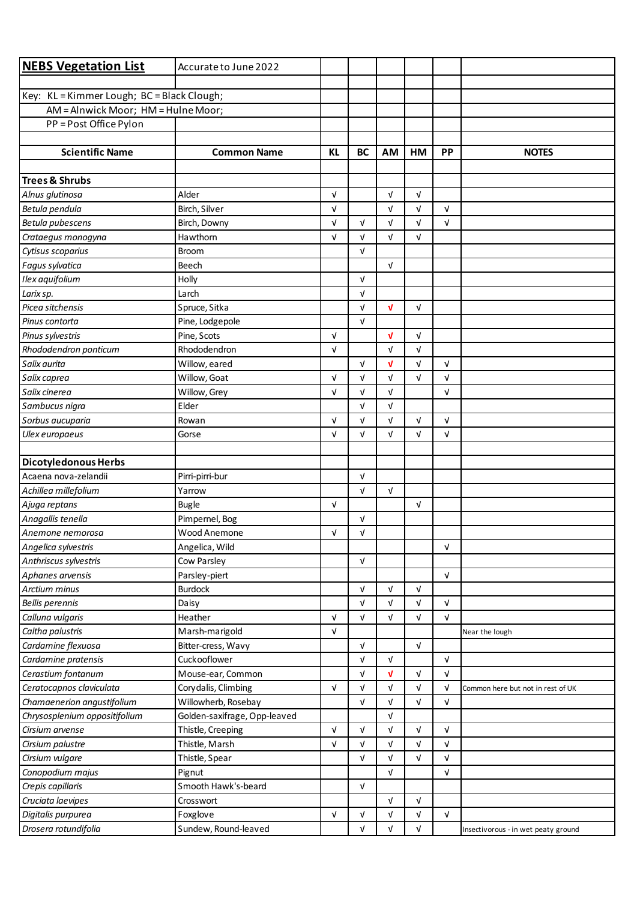# NEBS Vegetation List

Accurate to June 2022

Key: KL = Kimmer Lough; BC = Black Clough;
AM = Alnwick Moor; HM = Hulne Moor;
PP = Post Office Pylon

| Scientific Name | Common Name | KL | BC | AM | HM | PP | NOTES |
|---|---|---|---|---|---|---|---|
| **Trees & Shrubs** | | | | | | | |
| *Alnus glutinosa* | Alder | √ | | √ | √ | | |
| *Betula pendula* | Birch, Silver | √ | | √ | √ | √ | |
| *Betula pubescens* | Birch, Downy | √ | √ | √ | √ | √ | |
| *Crataegus monogyna* | Hawthorn | √ | √ | √ | √ | | |
| *Cytisus scoparius* | Broom | | √ | | | | |
| *Fagus sylvatica* | Beech | | | √ | | | |
| *Ilex aquifolium* | Holly | | √ | | | | |
| *Larix sp.* | Larch | | √ | | | | |
| *Picea sitchensis* | Spruce, Sitka | | √ | √ | √ | | |
| *Pinus contorta* | Pine, Lodgepole | | √ | | | | |
| *Pinus sylvestris* | Pine, Scots | √ | | √ | √ | | |
| *Rhododendron ponticum* | Rhododendron | √ | | √ | √ | | |
| *Salix aurita* | Willow, eared | | √ | √ | √ | √ | |
| *Salix caprea* | Willow, Goat | √ | √ | √ | √ | √ | |
| *Salix cinerea* | Willow, Grey | √ | √ | √ | | √ | |
| *Sambucus nigra* | Elder | | √ | √ | | | |
| *Sorbus aucuparia* | Rowan | √ | √ | √ | √ | √ | |
| *Ulex europaeus* | Gorse | √ | √ | √ | √ | √ | |
| **Dicotyledonous Herbs** | | | | | | | |
| Acaena nova-zelandii | Pirri-pirri-bur | | √ | | | | |
| *Achillea millefolium* | Yarrow | | √ | √ | | | |
| *Ajuga reptans* | Bugle | √ | | | √ | | |
| *Anagallis tenella* | Pimpernel, Bog | | √ | | | | |
| *Anemone nemorosa* | Wood Anemone | √ | √ | | | | |
| *Angelica sylvestris* | Angelica, Wild | | | | | √ | |
| *Anthriscus sylvestris* | Cow Parsley | | √ | | | | |
| *Aphanes arvensis* | Parsley-piert | | | | | √ | |
| *Arctium minus* | Burdock | | √ | √ | √ | | |
| *Bellis perennis* | Daisy | | √ | √ | √ | √ | |
| *Calluna vulgaris* | Heather | √ | √ | √ | √ | √ | |
| *Caltha palustris* | Marsh-marigold | √ | | | | | Near the lough |
| *Cardamine flexuosa* | Bitter-cress, Wavy | | √ | | √ | | |
| *Cardamine pratensis* | Cuckooflower | | √ | √ | | √ | |
| *Cerastium fontanum* | Mouse-ear, Common | | √ | √ | √ | √ | |
| *Ceratocapnos claviculata* | Corydalis, Climbing | √ | √ | √ | √ | √ | Common here but not in rest of UK |
| *Chamaenerion angustifolium* | Willowherb, Rosebay | | √ | √ | √ | √ | |
| *Chrysosplenium oppositifolium* | Golden-saxifrage, Opp-leaved | | | √ | | | |
| *Cirsium arvense* | Thistle, Creeping | √ | √ | √ | √ | √ | |
| *Cirsium palustre* | Thistle, Marsh | √ | √ | √ | √ | √ | |
| *Cirsium vulgare* | Thistle, Spear | | √ | √ | √ | √ | |
| *Conopodium majus* | Pignut | | | √ | | √ | |
| *Crepis capillaris* | Smooth Hawk's-beard | | √ | | | | |
| *Cruciata laevipes* | Crosswort | | | √ | √ | | |
| *Digitalis purpurea* | Foxglove | √ | √ | √ | √ | √ | |
| *Drosera rotundifolia* | Sundew, Round-leaved | | √ | √ | √ | | Insectivorous - in wet peaty ground |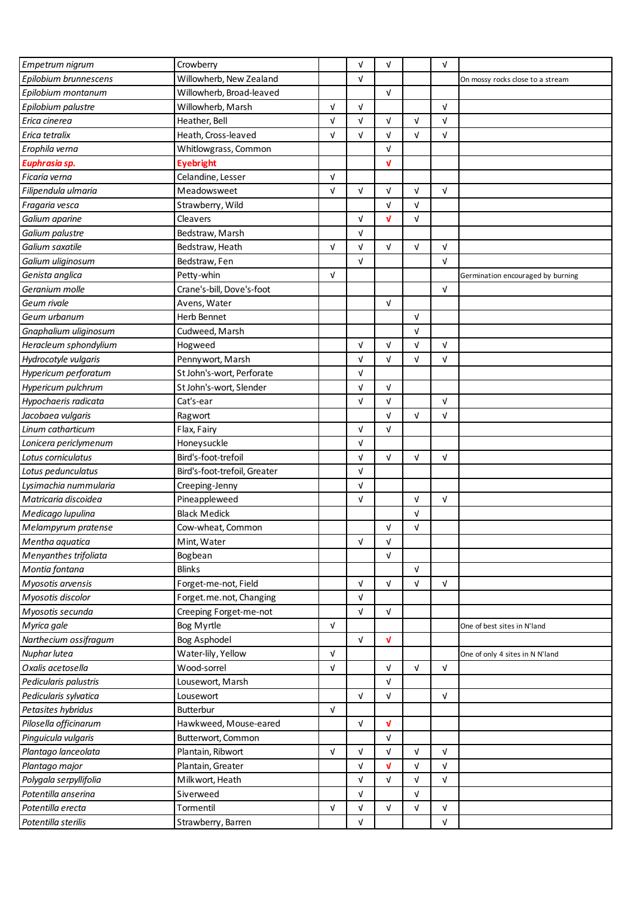| | | | | | | | |
|---|---|---|---|---|---|---|---|
| *Empetrum nigrum* | Crowberry | | √ | √ | | √ | |
| *Epilobium brunnescens* | Willowherb, New Zealand | | √ | | | | On mossy rocks close to a stream |
| *Epilobium montanum* | Willowherb, Broad-leaved | | | √ | | | |
| *Epilobium palustre* | Willowherb, Marsh | √ | √ | | | √ | |
| *Erica cinerea* | Heather, Bell | √ | √ | √ | √ | √ | |
| *Erica tetralix* | Heath, Cross-leaved | √ | √ | √ | √ | √ | |
| *Erophila verna* | Whitlowgrass, Common | | | √ | | | |
| ***Euphrasia sp.*** | **Eyebright** | | | **√** | | | |
| *Ficaria verna* | Celandine, Lesser | √ | | | | | |
| *Filipendula ulmaria* | Meadowsweet | √ | √ | √ | √ | √ | |
| *Fragaria vesca* | Strawberry, Wild | | | √ | √ | | |
| *Galium aparine* | Cleavers | | √ | **√** | √ | | |
| *Galium palustre* | Bedstraw, Marsh | | √ | | | | |
| *Galium saxatile* | Bedstraw, Heath | √ | √ | √ | √ | √ | |
| *Galium uliginosum* | Bedstraw, Fen | | √ | | | √ | |
| *Genista anglica* | Petty-whin | √ | | | | | Germination encouraged by burning |
| *Geranium molle* | Crane's-bill, Dove's-foot | | | | | √ | |
| *Geum rivale* | Avens, Water | | | √ | | | |
| *Geum urbanum* | Herb Bennet | | | | √ | | |
| *Gnaphalium uliginosum* | Cudweed, Marsh | | | | √ | | |
| *Heracleum sphondylium* | Hogweed | | √ | √ | √ | √ | |
| *Hydrocotyle vulgaris* | Pennywort, Marsh | | √ | √ | √ | √ | |
| *Hypericum perforatum* | St John's-wort, Perforate | | √ | | | | |
| *Hypericum pulchrum* | St John's-wort, Slender | | √ | √ | | | |
| *Hypochaeris radicata* | Cat's-ear | | √ | √ | | √ | |
| *Jacobaea vulgaris* | Ragwort | | | √ | √ | √ | |
| *Linum catharticum* | Flax, Fairy | | √ | √ | | | |
| *Lonicera periclymenum* | Honeysuckle | | √ | | | | |
| *Lotus corniculatus* | Bird's-foot-trefoil | | √ | √ | √ | √ | |
| *Lotus pedunculatus* | Bird's-foot-trefoil, Greater | | √ | | | | |
| *Lysimachia nummularia* | Creeping-Jenny | | √ | | | | |
| *Matricaria discoidea* | Pineappleweed | | √ | | √ | √ | |
| *Medicago lupulina* | Black Medick | | | | √ | | |
| *Melampyrum pratense* | Cow-wheat, Common | | | √ | √ | | |
| *Mentha aquatica* | Mint, Water | | √ | √ | | | |
| *Menyanthes trifoliata* | Bogbean | | | √ | | | |
| *Montia fontana* | Blinks | | | | √ | | |
| *Myosotis arvensis* | Forget-me-not, Field | | √ | √ | √ | √ | |
| *Myosotis discolor* | Forget.me.not, Changing | | √ | | | | |
| *Myosotis secunda* | Creeping Forget-me-not | | √ | √ | | | |
| *Myrica gale* | Bog Myrtle | √ | | | | | One of best sites in N'land |
| *Narthecium ossifragum* | Bog Asphodel | | √ | **√** | | | |
| *Nuphar lutea* | Water-lily, Yellow | √ | | | | | One of only 4 sites in N N'land |
| *Oxalis acetosella* | Wood-sorrel | √ | | √ | √ | √ | |
| *Pedicularis palustris* | Lousewort, Marsh | | | √ | | | |
| *Pedicularis sylvatica* | Lousewort | | √ | √ | | √ | |
| *Petasites hybridus* | Butterbur | √ | | | | | |
| *Pilosella officinarum* | Hawkweed, Mouse-eared | | √ | **√** | | | |
| *Pinguicula vulgaris* | Butterwort, Common | | | √ | | | |
| *Plantago lanceolata* | Plantain, Ribwort | √ | √ | √ | √ | √ | |
| *Plantago major* | Plantain, Greater | | √ | **√** | √ | √ | |
| *Polygala serpyllifolia* | Milkwort, Heath | | √ | √ | √ | √ | |
| *Potentilla anserina* | Silverweed | | √ | | √ | | |
| *Potentilla erecta* | Tormentil | √ | √ | √ | √ | √ | |
| *Potentilla sterilis* | Strawberry, Barren | | √ | | | √ | |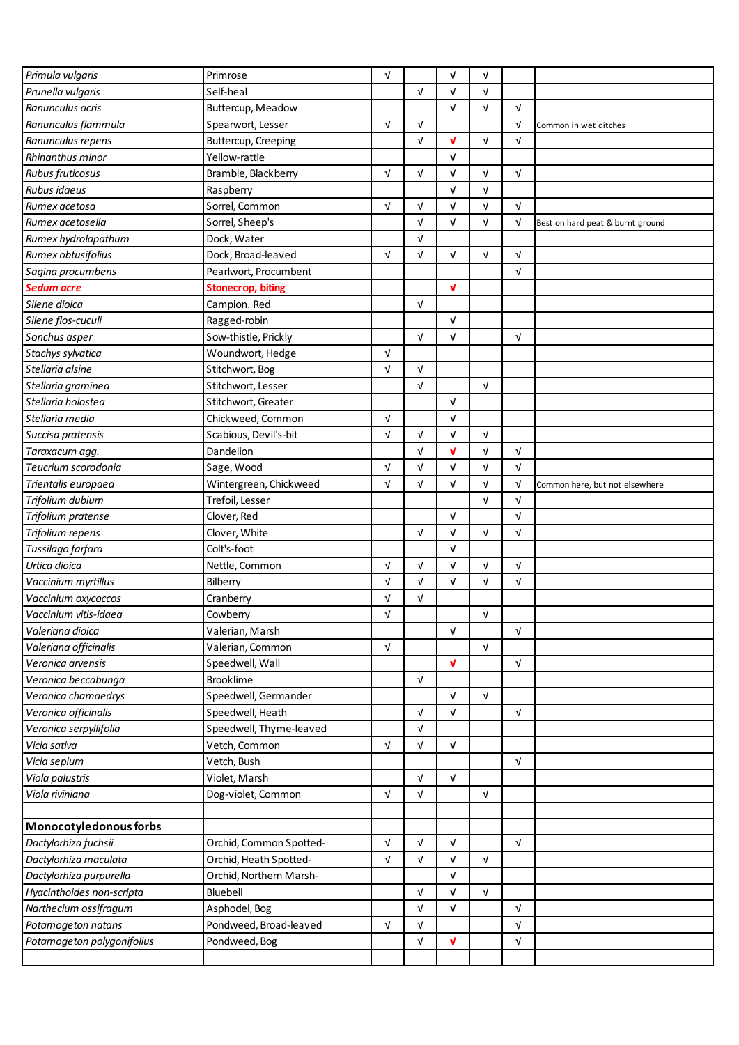| | | | | | | | |
|---|---|---|---|---|---|---|---|
| *Primula vulgaris* | Primrose | √ | | √ | √ | | |
| *Prunella vulgaris* | Self-heal | | √ | √ | √ | | |
| *Ranunculus acris* | Buttercup, Meadow | | | √ | √ | √ | |
| *Ranunculus flammula* | Spearwort, Lesser | √ | √ | | | √ | Common in wet ditches |
| *Ranunculus repens* | Buttercup, Creeping | | √ | √ | √ | √ | |
| *Rhinanthus minor* | Yellow-rattle | | | √ | | | |
| *Rubus fruticosus* | Bramble, Blackberry | √ | √ | √ | √ | √ | |
| *Rubus idaeus* | Raspberry | | | √ | √ | | |
| *Rumex acetosa* | Sorrel, Common | √ | √ | √ | √ | √ | |
| *Rumex acetosella* | Sorrel, Sheep's | | √ | √ | √ | √ | Best on hard peat & burnt ground |
| *Rumex hydrolapathum* | Dock, Water | | √ | | | | |
| *Rumex obtusifolius* | Dock, Broad-leaved | √ | √ | √ | √ | √ | |
| *Sagina procumbens* | Pearlwort, Procumbent | | | | | √ | |
| ***Sedum acre*** | **Stonecrop, biting** | | | √ | | | |
| *Silene dioica* | Campion. Red | | √ | | | | |
| *Silene flos-cuculi* | Ragged-robin | | | √ | | | |
| *Sonchus asper* | Sow-thistle, Prickly | | √ | √ | | √ | |
| *Stachys sylvatica* | Woundwort, Hedge | √ | | | | | |
| *Stellaria alsine* | Stitchwort, Bog | √ | √ | | | | |
| *Stellaria graminea* | Stitchwort, Lesser | | √ | | √ | | |
| *Stellaria holostea* | Stitchwort, Greater | | | √ | | | |
| *Stellaria media* | Chickweed, Common | √ | | √ | | | |
| *Succisa pratensis* | Scabious, Devil's-bit | √ | √ | √ | √ | | |
| *Taraxacum agg.* | Dandelion | | √ | √ | √ | √ | |
| *Teucrium scorodonia* | Sage, Wood | √ | √ | √ | √ | √ | |
| *Trientalis europaea* | Wintergreen, Chickweed | √ | √ | √ | √ | √ | Common here, but not elsewhere |
| *Trifolium dubium* | Trefoil, Lesser | | | | √ | √ | |
| *Trifolium pratense* | Clover, Red | | | √ | | √ | |
| *Trifolium repens* | Clover, White | | √ | √ | √ | √ | |
| *Tussilago farfara* | Colt's-foot | | | √ | | | |
| *Urtica dioica* | Nettle, Common | √ | √ | √ | √ | √ | |
| *Vaccinium myrtillus* | Bilberry | √ | √ | √ | √ | √ | |
| *Vaccinium oxycoccos* | Cranberry | √ | √ | | | | |
| *Vaccinium vitis-idaea* | Cowberry | √ | | | √ | | |
| *Valeriana dioica* | Valerian, Marsh | | | √ | | √ | |
| *Valeriana officinalis* | Valerian, Common | √ | | | √ | | |
| *Veronica arvensis* | Speedwell, Wall | | | √ | | √ | |
| *Veronica beccabunga* | Brooklime | | √ | | | | |
| *Veronica chamaedrys* | Speedwell, Germander | | | √ | √ | | |
| *Veronica officinalis* | Speedwell, Heath | | √ | √ | | √ | |
| *Veronica serpyllifolia* | Speedwell, Thyme-leaved | | √ | | | | |
| *Vicia sativa* | Vetch, Common | √ | √ | √ | | | |
| *Vicia sepium* | Vetch, Bush | | | | | √ | |
| *Viola palustris* | Violet, Marsh | | √ | √ | | | |
| *Viola riviniana* | Dog-violet, Common | √ | √ | | √ | | |
| | | | | | | | |
| **Monocotyledonous forbs** | | | | | | | |
| *Dactylorhiza fuchsii* | Orchid, Common Spotted- | √ | √ | √ | | √ | |
| *Dactylorhiza maculata* | Orchid, Heath Spotted- | √ | √ | √ | √ | | |
| *Dactylorhiza purpurella* | Orchid, Northern Marsh- | | | √ | | | |
| *Hyacinthoides non-scripta* | Bluebell | | √ | √ | √ | | |
| *Narthecium ossifragum* | Asphodel, Bog | | √ | √ | | √ | |
| *Potamogeton natans* | Pondweed, Broad-leaved | √ | √ | | | √ | |
| *Potamogeton polygonifolius* | Pondweed, Bog | | √ | √ | | √ | |
| | | | | | | | |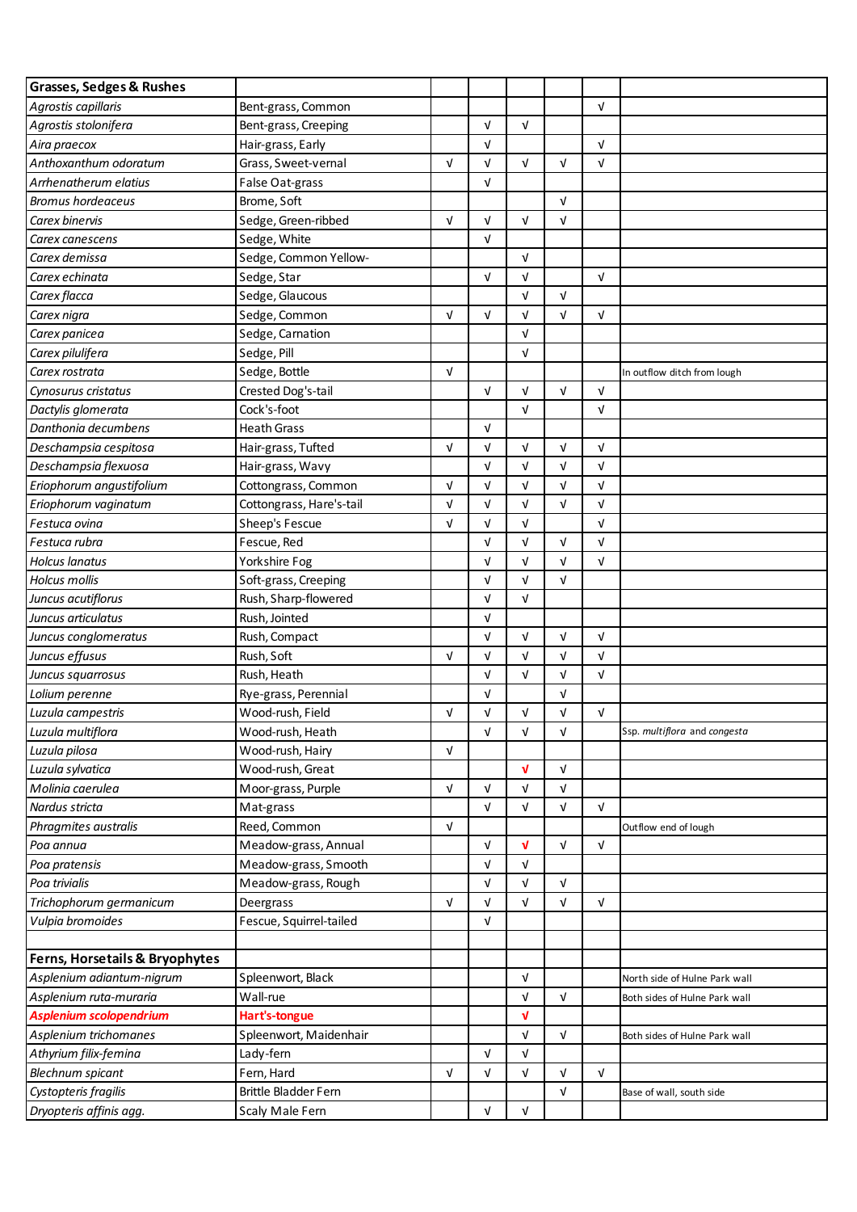| **Grasses, Sedges & Rushes** | | | | | | | |
|---|---|---|---|---|---|---|---|
| *Agrostis capillaris* | Bent-grass, Common | | | | | √ | |
| *Agrostis stolonifera* | Bent-grass, Creeping | | √ | √ | | | |
| *Aira praecox* | Hair-grass, Early | | √ | | | √ | |
| *Anthoxanthum odoratum* | Grass, Sweet-vernal | √ | √ | √ | √ | √ | |
| *Arrhenatherum elatius* | False Oat-grass | | √ | | | | |
| *Bromus hordeaceus* | Brome, Soft | | | | √ | | |
| *Carex binervis* | Sedge, Green-ribbed | √ | √ | √ | √ | | |
| *Carex canescens* | Sedge, White | | √ | | | | |
| *Carex demissa* | Sedge, Common Yellow- | | | √ | | | |
| *Carex echinata* | Sedge, Star | | √ | √ | | √ | |
| *Carex flacca* | Sedge, Glaucous | | | √ | √ | | |
| *Carex nigra* | Sedge, Common | √ | √ | √ | √ | √ | |
| *Carex panicea* | Sedge, Carnation | | | √ | | | |
| *Carex pilulifera* | Sedge, Pill | | | √ | | | |
| *Carex rostrata* | Sedge, Bottle | √ | | | | | In outflow ditch from lough |
| *Cynosurus cristatus* | Crested Dog's-tail | | √ | √ | √ | √ | |
| *Dactylis glomerata* | Cock's-foot | | | √ | | √ | |
| *Danthonia decumbens* | Heath Grass | | √ | | | | |
| *Deschampsia cespitosa* | Hair-grass, Tufted | √ | √ | √ | √ | √ | |
| *Deschampsia flexuosa* | Hair-grass, Wavy | | √ | √ | √ | √ | |
| *Eriophorum angustifolium* | Cottongrass, Common | √ | √ | √ | √ | √ | |
| *Eriophorum vaginatum* | Cottongrass, Hare's-tail | √ | √ | √ | √ | √ | |
| *Festuca ovina* | Sheep's Fescue | √ | √ | √ | | √ | |
| *Festuca rubra* | Fescue, Red | | √ | √ | √ | √ | |
| *Holcus lanatus* | Yorkshire Fog | | √ | √ | √ | √ | |
| *Holcus mollis* | Soft-grass, Creeping | | √ | √ | √ | | |
| *Juncus acutiflorus* | Rush, Sharp-flowered | | √ | √ | | | |
| *Juncus articulatus* | Rush, Jointed | | √ | | | | |
| *Juncus conglomeratus* | Rush, Compact | | √ | √ | √ | √ | |
| *Juncus effusus* | Rush, Soft | √ | √ | √ | √ | √ | |
| *Juncus squarrosus* | Rush, Heath | | √ | √ | √ | √ | |
| *Lolium perenne* | Rye-grass, Perennial | | √ | | √ | | |
| *Luzula campestris* | Wood-rush, Field | √ | √ | √ | √ | √ | |
| *Luzula multiflora* | Wood-rush, Heath | | √ | √ | √ | | Ssp. *multiflora* and *congesta* |
| *Luzula pilosa* | Wood-rush, Hairy | √ | | | | | |
| *Luzula sylvatica* | Wood-rush, Great | | | √ | √ | | |
| *Molinia caerulea* | Moor-grass, Purple | √ | √ | √ | √ | | |
| *Nardus stricta* | Mat-grass | | √ | √ | √ | √ | |
| *Phragmites australis* | Reed, Common | √ | | | | | Outflow end of lough |
| *Poa annua* | Meadow-grass, Annual | | √ | √ | √ | √ | |
| *Poa pratensis* | Meadow-grass, Smooth | | √ | √ | | | |
| *Poa trivialis* | Meadow-grass, Rough | | √ | √ | √ | | |
| *Trichophorum germanicum* | Deergrass | √ | √ | √ | √ | √ | |
| *Vulpia bromoides* | Fescue, Squirrel-tailed | | √ | | | | |
| | | | | | | | |
| **Ferns, Horsetails & Bryophytes** | | | | | | | |
| *Asplenium adiantum-nigrum* | Spleenwort, Black | | | √ | | | North side of Hulne Park wall |
| *Asplenium ruta-muraria* | Wall-rue | | | √ | √ | | Both sides of Hulne Park wall |
| ***Asplenium scolopendrium*** | **Hart's-tongue** | | | √ | | | |
| *Asplenium trichomanes* | Spleenwort, Maidenhair | | | √ | √ | | Both sides of Hulne Park wall |
| *Athyrium filix-femina* | Lady-fern | | √ | √ | | | |
| *Blechnum spicant* | Fern, Hard | √ | √ | √ | √ | √ | |
| *Cystopteris fragilis* | Brittle Bladder Fern | | | | √ | | Base of wall, south side |
| *Dryopteris affinis agg.* | Scaly Male Fern | | √ | √ | | | |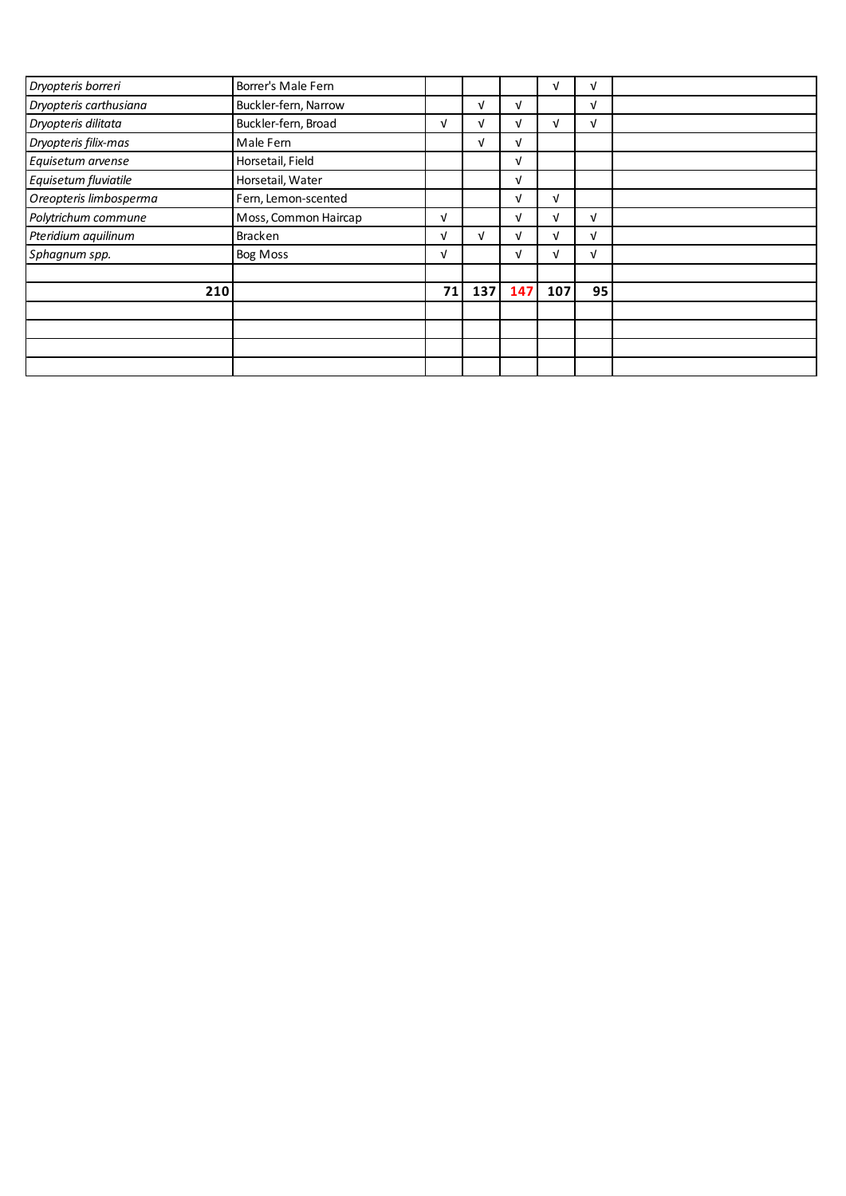| | | | | | | | |
|---|---|---|---|---|---|---|---|
| *Dryopteris borreri* | Borrer's Male Fern | | | | √ | √ | |
| *Dryopteris carthusiana* | Buckler-fern, Narrow | | √ | √ | | √ | |
| *Dryopteris dilitata* | Buckler-fern, Broad | √ | √ | √ | √ | √ | |
| *Dryopteris filix-mas* | Male Fern | | √ | √ | | | |
| *Equisetum arvense* | Horsetail, Field | | | √ | | | |
| *Equisetum fluviatile* | Horsetail, Water | | | √ | | | |
| *Oreopteris limbosperma* | Fern, Lemon-scented | | | √ | √ | | |
| *Polytrichum commune* | Moss, Common Haircap | √ | | √ | √ | √ | |
| *Pteridium aquilinum* | Bracken | √ | √ | √ | √ | √ | |
| *Sphagnum spp.* | Bog Moss | √ | | √ | √ | √ | |
| | | | | | | | |
| **210** | | **71** | **137** | **147** | **107** | **95** | |
| | | | | | | | |
| | | | | | | | |
| | | | | | | | |
| | | | | | | | |